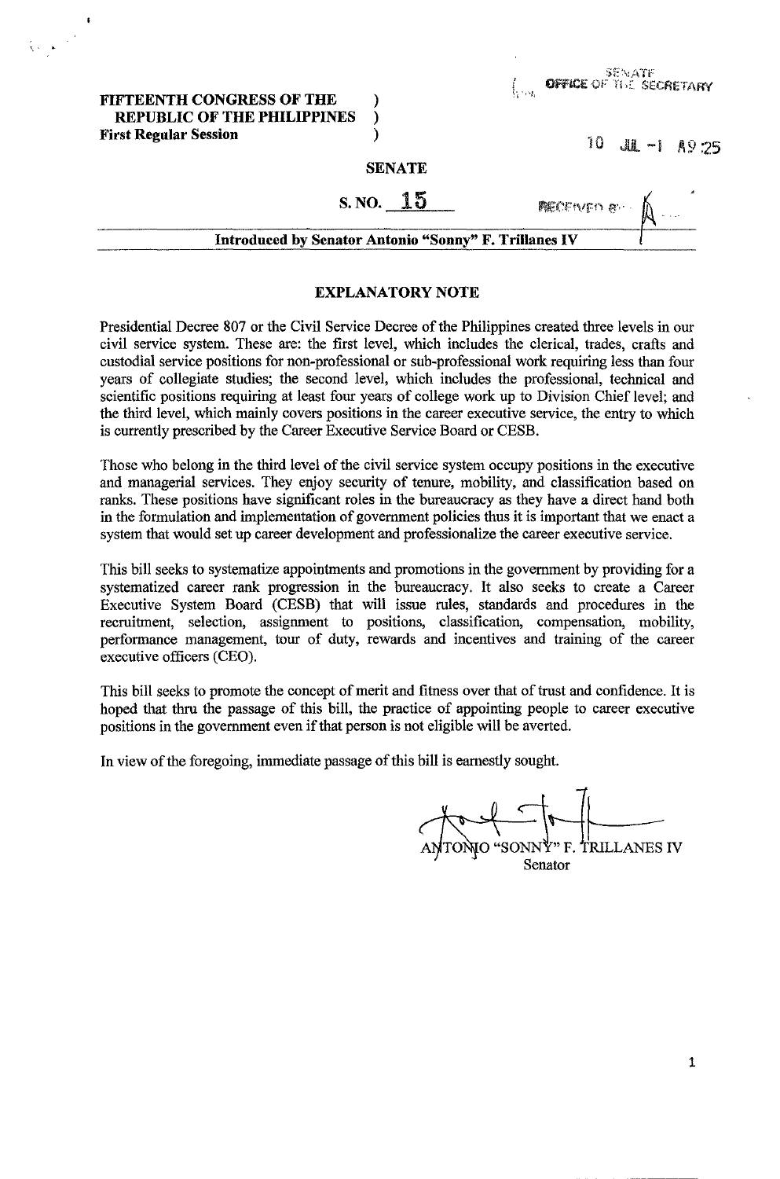FIFTEENTH CONGRESS OF THE REPUBLIC OF THE PHILIPPINES )
First Regular Session )

SENATE
OFFICE OF THE SECRETARY

10 JUL -1 A9:25

RECEIVED BY:

SENATE

S. NO. 15

Introduced by Senator Antonio "Sonny" F. Trillanes IV

## EXPLANATORY NOTE

Presidential Decree 807 or the Civil Service Decree of the Philippines created three levels in our civil service system. These are: the first level, which includes the clerical, trades, crafts and custodial service positions for non-professional or sub-professional work requiring less than four years of collegiate studies; the second level, which includes the professional, technical and scientific positions requiring at least four years of college work up to Division Chief level; and the third level, which mainly covers positions in the career executive service, the entry to which is currently prescribed by the Career Executive Service Board or CESB.

Those who belong in the third level of the civil service system occupy positions in the executive and managerial services. They enjoy security of tenure, mobility, and classification based on ranks. These positions have significant roles in the bureaucracy as they have a direct hand both in the formulation and implementation of government policies thus it is important that we enact a system that would set up career development and professionalize the career executive service.

This bill seeks to systematize appointments and promotions in the government by providing for a systematized career rank progression in the bureaucracy. It also seeks to create a Career Executive System Board (CESB) that will issue rules, standards and procedures in the recruitment, selection, assignment to positions, classification, compensation, mobility, performance management, tour of duty, rewards and incentives and training of the career executive officers (CEO).

This bill seeks to promote the concept of merit and fitness over that of trust and confidence. It is hoped that thru the passage of this bill, the practice of appointing people to career executive positions in the government even if that person is not eligible will be averted.

In view of the foregoing, immediate passage of this bill is earnestly sought.

ANTONIO "SONNY" F. TRILLANES IV
Senator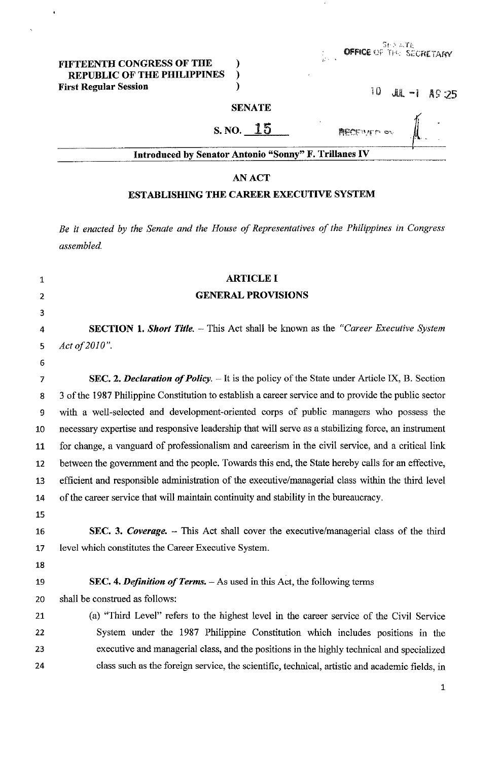FIFTEENTH CONGRESS OF THE REPUBLIC OF THE PHILIPPINES )
First Regular Session )

SENATE OFFICE OF THE SECRETARY

10 JUL -1 A9:25

RECEIVED BY

**SENATE**

**S. NO. 15**

**Introduced by Senator Antonio "Sonny" F. Trillanes IV**

**AN ACT**

**ESTABLISHING THE CAREER EXECUTIVE SYSTEM**

*Be it enacted by the Senate and the House of Representatives of the Philippines in Congress assembled.*

**ARTICLE I**

**GENERAL PROVISIONS**

**SECTION 1.** ***Short Title.*** – This Act shall be known as the *"Career Executive System Act of 2010"*.

**SEC. 2.** ***Declaration of Policy.*** – It is the policy of the State under Article IX, B. Section 3 of the 1987 Philippine Constitution to establish a career service and to provide the public sector with a well-selected and development-oriented corps of public managers who possess the necessary expertise and responsive leadership that will serve as a stabilizing force, an instrument for change, a vanguard of professionalism and careerism in the civil service, and a critical link between the government and the people. Towards this end, the State hereby calls for an effective, efficient and responsible administration of the executive/managerial class within the third level of the career service that will maintain continuity and stability in the bureaucracy.

**SEC. 3.** ***Coverage.*** – This Act shall cover the executive/managerial class of the third level which constitutes the Career Executive System.

**SEC. 4.** ***Definition of Terms.*** – As used in this Act, the following terms shall be construed as follows:

(a) "Third Level" refers to the highest level in the career service of the Civil Service System under the 1987 Philippine Constitution which includes positions in the executive and managerial class, and the positions in the highly technical and specialized class such as the foreign service, the scientific, technical, artistic and academic fields, in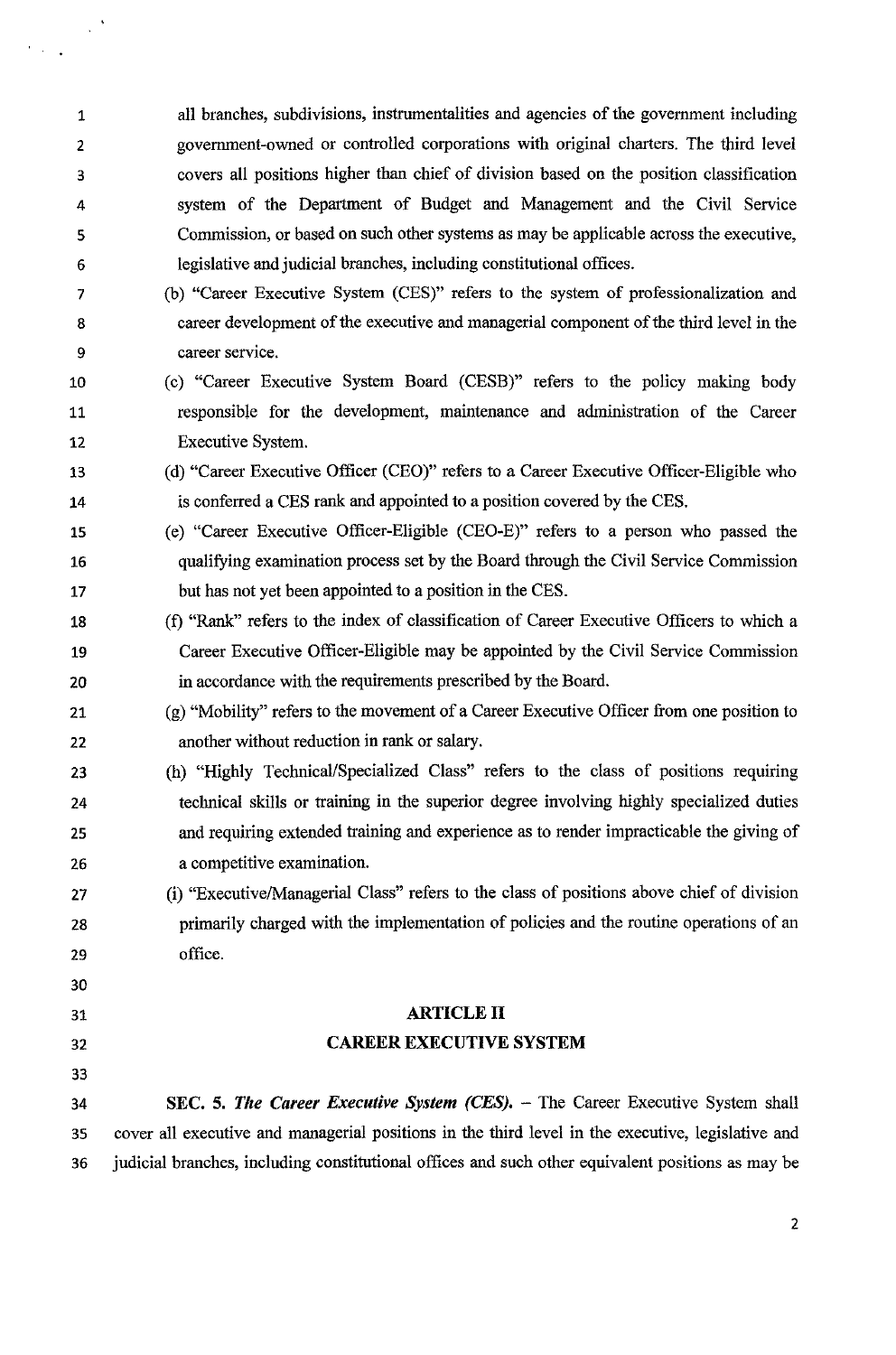all branches, subdivisions, instrumentalities and agencies of the government including government-owned or controlled corporations with original charters. The third level covers all positions higher than chief of division based on the position classification system of the Department of Budget and Management and the Civil Service Commission, or based on such other systems as may be applicable across the executive, legislative and judicial branches, including constitutional offices.

(b) "Career Executive System (CES)" refers to the system of professionalization and career development of the executive and managerial component of the third level in the career service.

(c) "Career Executive System Board (CESB)" refers to the policy making body responsible for the development, maintenance and administration of the Career Executive System.

(d) "Career Executive Officer (CEO)" refers to a Career Executive Officer-Eligible who is conferred a CES rank and appointed to a position covered by the CES.

(e) "Career Executive Officer-Eligible (CEO-E)" refers to a person who passed the qualifying examination process set by the Board through the Civil Service Commission but has not yet been appointed to a position in the CES.

(f) "Rank" refers to the index of classification of Career Executive Officers to which a Career Executive Officer-Eligible may be appointed by the Civil Service Commission in accordance with the requirements prescribed by the Board.

(g) "Mobility" refers to the movement of a Career Executive Officer from one position to another without reduction in rank or salary.

(h) "Highly Technical/Specialized Class" refers to the class of positions requiring technical skills or training in the superior degree involving highly specialized duties and requiring extended training and experience as to render impracticable the giving of a competitive examination.

(i) "Executive/Managerial Class" refers to the class of positions above chief of division primarily charged with the implementation of policies and the routine operations of an office.

## ARTICLE II
## CAREER EXECUTIVE SYSTEM

**SEC. 5.** ***The Career Executive System (CES).*** – The Career Executive System shall cover all executive and managerial positions in the third level in the executive, legislative and judicial branches, including constitutional offices and such other equivalent positions as may be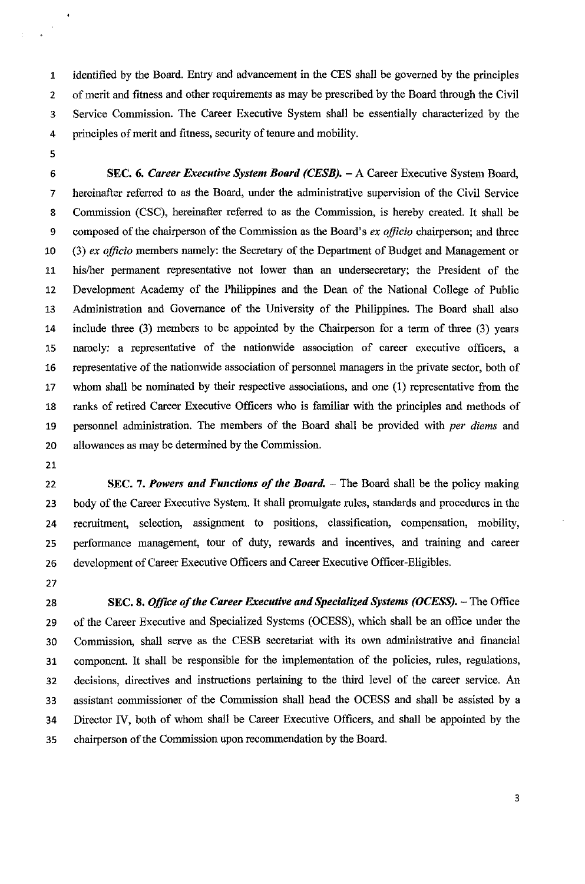identified by the Board. Entry and advancement in the CES shall be governed by the principles of merit and fitness and other requirements as may be prescribed by the Board through the Civil Service Commission. The Career Executive System shall be essentially characterized by the principles of merit and fitness, security of tenure and mobility.

**SEC. 6.** ***Career Executive System Board (CESB).*** – A Career Executive System Board, hereinafter referred to as the Board, under the administrative supervision of the Civil Service Commission (CSC), hereinafter referred to as the Commission, is hereby created. It shall be composed of the chairperson of the Commission as the Board's *ex officio* chairperson; and three (3) *ex officio* members namely: the Secretary of the Department of Budget and Management or his/her permanent representative not lower than an undersecretary; the President of the Development Academy of the Philippines and the Dean of the National College of Public Administration and Governance of the University of the Philippines. The Board shall also include three (3) members to be appointed by the Chairperson for a term of three (3) years namely: a representative of the nationwide association of career executive officers, a representative of the nationwide association of personnel managers in the private sector, both of whom shall be nominated by their respective associations, and one (1) representative from the ranks of retired Career Executive Officers who is familiar with the principles and methods of personnel administration. The members of the Board shall be provided with *per diems* and allowances as may be determined by the Commission.

**SEC. 7.** ***Powers and Functions of the Board.*** – The Board shall be the policy making body of the Career Executive System. It shall promulgate rules, standards and procedures in the recruitment, selection, assignment to positions, classification, compensation, mobility, performance management, tour of duty, rewards and incentives, and training and career development of Career Executive Officers and Career Executive Officer-Eligibles.

**SEC. 8.** ***Office of the Career Executive and Specialized Systems (OCESS).*** – The Office of the Career Executive and Specialized Systems (OCESS), which shall be an office under the Commission, shall serve as the CESB secretariat with its own administrative and financial component. It shall be responsible for the implementation of the policies, rules, regulations, decisions, directives and instructions pertaining to the third level of the career service. An assistant commissioner of the Commission shall head the OCESS and shall be assisted by a Director IV, both of whom shall be Career Executive Officers, and shall be appointed by the chairperson of the Commission upon recommendation by the Board.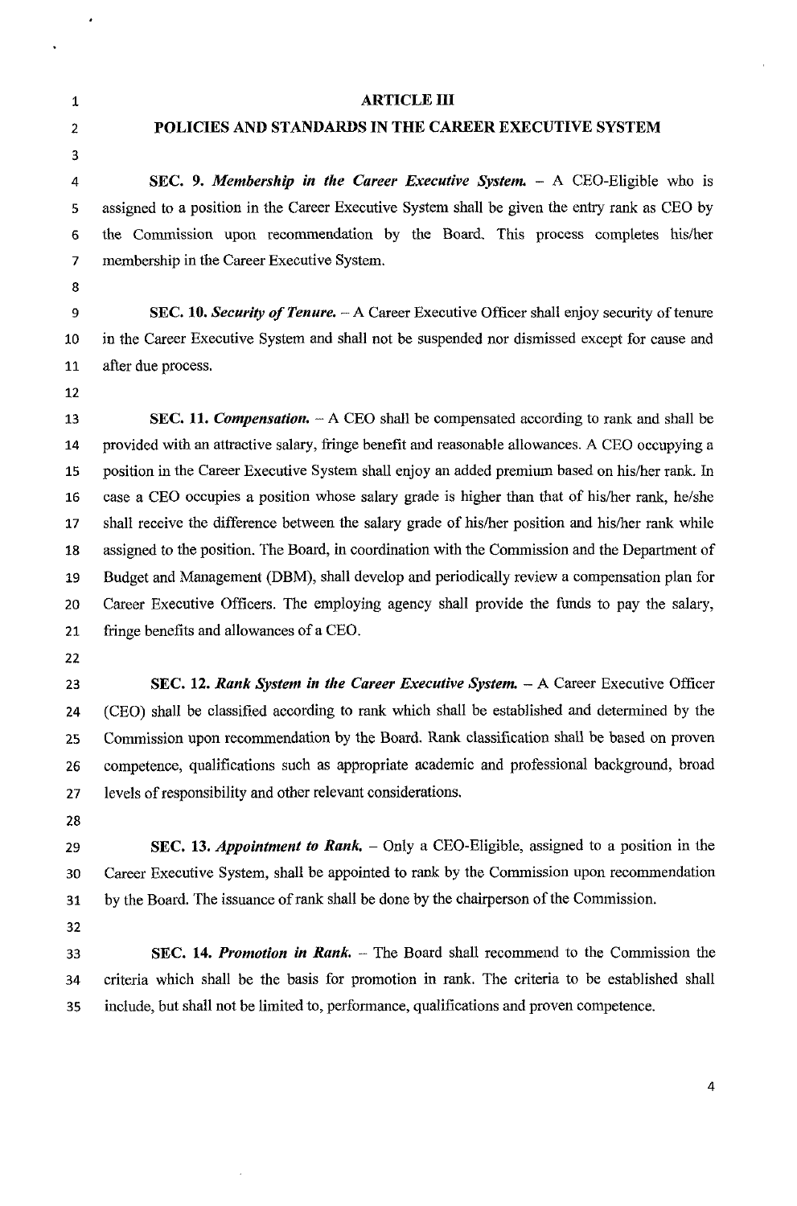## ARTICLE III

## POLICIES AND STANDARDS IN THE CAREER EXECUTIVE SYSTEM

**SEC. 9.** ***Membership in the Career Executive System.*** – A CEO-Eligible who is assigned to a position in the Career Executive System shall be given the entry rank as CEO by the Commission upon recommendation by the Board. This process completes his/her membership in the Career Executive System.

**SEC. 10.** ***Security of Tenure.*** – A Career Executive Officer shall enjoy security of tenure in the Career Executive System and shall not be suspended nor dismissed except for cause and after due process.

**SEC. 11.** ***Compensation.*** – A CEO shall be compensated according to rank and shall be provided with an attractive salary, fringe benefit and reasonable allowances. A CEO occupying a position in the Career Executive System shall enjoy an added premium based on his/her rank. In case a CEO occupies a position whose salary grade is higher than that of his/her rank, he/she shall receive the difference between the salary grade of his/her position and his/her rank while assigned to the position. The Board, in coordination with the Commission and the Department of Budget and Management (DBM), shall develop and periodically review a compensation plan for Career Executive Officers. The employing agency shall provide the funds to pay the salary, fringe benefits and allowances of a CEO.

**SEC. 12.** ***Rank System in the Career Executive System.*** – A Career Executive Officer (CEO) shall be classified according to rank which shall be established and determined by the Commission upon recommendation by the Board. Rank classification shall be based on proven competence, qualifications such as appropriate academic and professional background, broad levels of responsibility and other relevant considerations.

**SEC. 13.** ***Appointment to Rank.*** – Only a CEO-Eligible, assigned to a position in the Career Executive System, shall be appointed to rank by the Commission upon recommendation by the Board. The issuance of rank shall be done by the chairperson of the Commission.

**SEC. 14.** ***Promotion in Rank.*** – The Board shall recommend to the Commission the criteria which shall be the basis for promotion in rank. The criteria to be established shall include, but shall not be limited to, performance, qualifications and proven competence.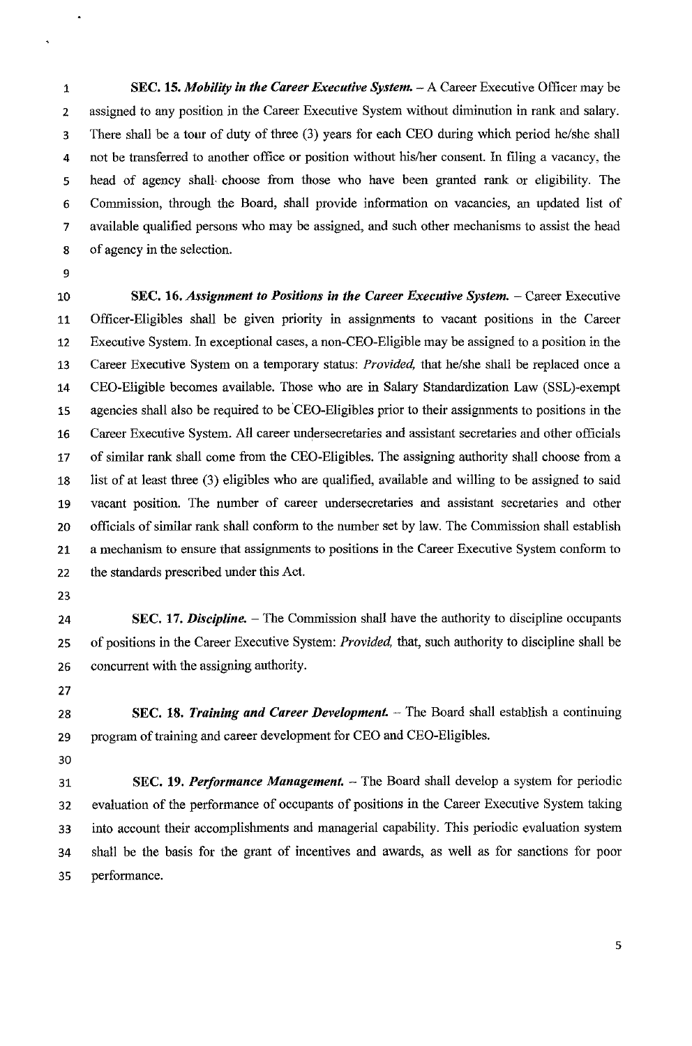**SEC. 15.** ***Mobility in the Career Executive System.*** – A Career Executive Officer may be assigned to any position in the Career Executive System without diminution in rank and salary. There shall be a tour of duty of three (3) years for each CEO during which period he/she shall not be transferred to another office or position without his/her consent. In filing a vacancy, the head of agency shall choose from those who have been granted rank or eligibility. The Commission, through the Board, shall provide information on vacancies, an updated list of available qualified persons who may be assigned, and such other mechanisms to assist the head of agency in the selection.

**SEC. 16.** ***Assignment to Positions in the Career Executive System.*** – Career Executive Officer-Eligibles shall be given priority in assignments to vacant positions in the Career Executive System. In exceptional cases, a non-CEO-Eligible may be assigned to a position in the Career Executive System on a temporary status: *Provided,* that he/she shall be replaced once a CEO-Eligible becomes available. Those who are in Salary Standardization Law (SSL)-exempt agencies shall also be required to be CEO-Eligibles prior to their assignments to positions in the Career Executive System. All career undersecretaries and assistant secretaries and other officials of similar rank shall come from the CEO-Eligibles. The assigning authority shall choose from a list of at least three (3) eligibles who are qualified, available and willing to be assigned to said vacant position. The number of career undersecretaries and assistant secretaries and other officials of similar rank shall conform to the number set by law. The Commission shall establish a mechanism to ensure that assignments to positions in the Career Executive System conform to the standards prescribed under this Act.

**SEC. 17.** ***Discipline.*** – The Commission shall have the authority to discipline occupants of positions in the Career Executive System: *Provided,* that, such authority to discipline shall be concurrent with the assigning authority.

**SEC. 18.** ***Training and Career Development.*** – The Board shall establish a continuing program of training and career development for CEO and CEO-Eligibles.

**SEC. 19.** ***Performance Management.*** – The Board shall develop a system for periodic evaluation of the performance of occupants of positions in the Career Executive System taking into account their accomplishments and managerial capability. This periodic evaluation system shall be the basis for the grant of incentives and awards, as well as for sanctions for poor performance.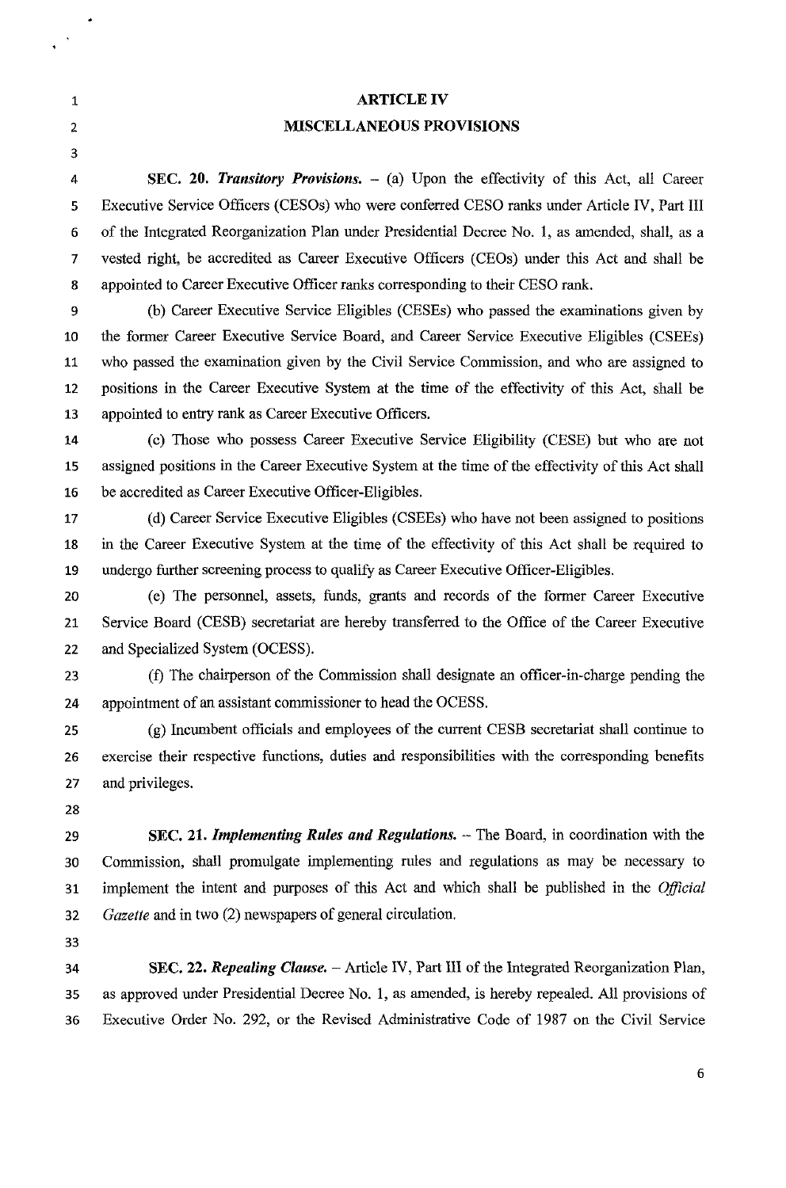## ARTICLE IV

## MISCELLANEOUS PROVISIONS

**SEC. 20.** ***Transitory Provisions.*** – (a) Upon the effectivity of this Act, all Career Executive Service Officers (CESOs) who were conferred CESO ranks under Article IV, Part III of the Integrated Reorganization Plan under Presidential Decree No. 1, as amended, shall, as a vested right, be accredited as Career Executive Officers (CEOs) under this Act and shall be appointed to Career Executive Officer ranks corresponding to their CESO rank.

(b) Career Executive Service Eligibles (CESEs) who passed the examinations given by the former Career Executive Service Board, and Career Service Executive Eligibles (CSEEs) who passed the examination given by the Civil Service Commission, and who are assigned to positions in the Career Executive System at the time of the effectivity of this Act, shall be appointed to entry rank as Career Executive Officers.

(c) Those who possess Career Executive Service Eligibility (CESE) but who are not assigned positions in the Career Executive System at the time of the effectivity of this Act shall be accredited as Career Executive Officer-Eligibles.

(d) Career Service Executive Eligibles (CSEEs) who have not been assigned to positions in the Career Executive System at the time of the effectivity of this Act shall be required to undergo further screening process to qualify as Career Executive Officer-Eligibles.

(e) The personnel, assets, funds, grants and records of the former Career Executive Service Board (CESB) secretariat are hereby transferred to the Office of the Career Executive and Specialized System (OCESS).

(f) The chairperson of the Commission shall designate an officer-in-charge pending the appointment of an assistant commissioner to head the OCESS.

(g) Incumbent officials and employees of the current CESB secretariat shall continue to exercise their respective functions, duties and responsibilities with the corresponding benefits and privileges.

**SEC. 21.** ***Implementing Rules and Regulations.*** – The Board, in coordination with the Commission, shall promulgate implementing rules and regulations as may be necessary to implement the intent and purposes of this Act and which shall be published in the *Official Gazette* and in two (2) newspapers of general circulation.

**SEC. 22.** ***Repealing Clause.*** – Article IV, Part III of the Integrated Reorganization Plan, as approved under Presidential Decree No. 1, as amended, is hereby repealed. All provisions of Executive Order No. 292, or the Revised Administrative Code of 1987 on the Civil Service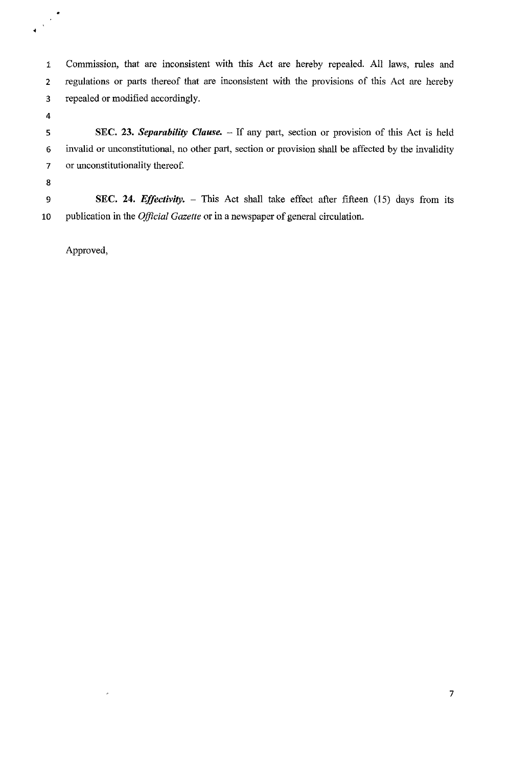Commission, that are inconsistent with this Act are hereby repealed. All laws, rules and regulations or parts thereof that are inconsistent with the provisions of this Act are hereby repealed or modified accordingly.

**SEC. 23.** ***Separability Clause.*** – If any part, section or provision of this Act is held invalid or unconstitutional, no other part, section or provision shall be affected by the invalidity or unconstitutionality thereof.

**SEC. 24.** ***Effectivity.*** – This Act shall take effect after fifteen (15) days from its publication in the *Official Gazette* or in a newspaper of general circulation.

Approved,